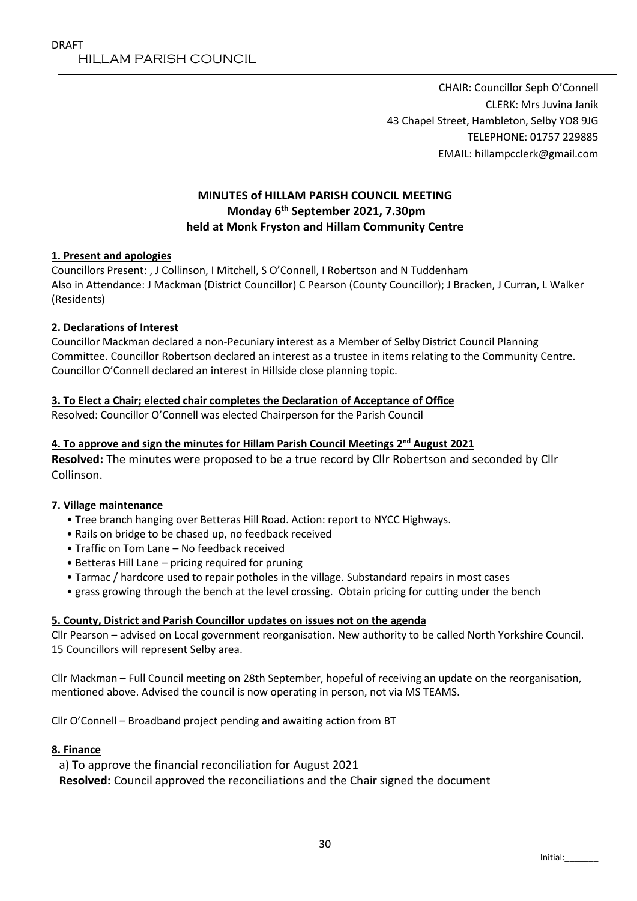DRAFT

HILLAM PARISH COUNCIL

CHAIR: Councillor Seph O'Connell
CLERK: Mrs Juvina Janik
43 Chapel Street, Hambleton, Selby YO8 9JG
TELEPHONE: 01757 229885
EMAIL: hillampcclerk@gmail.com

# MINUTES of HILLAM PARISH COUNCIL MEETING
## Monday 6th September 2021, 7.30pm
## held at Monk Fryston and Hillam Community Centre

**1. Present and apologies**

Councillors Present: , J Collinson, I Mitchell, S O'Connell, I Robertson and N Tuddenham
Also in Attendance: J Mackman (District Councillor) C Pearson (County Councillor); J Bracken, J Curran, L Walker (Residents)

**2. Declarations of Interest**

Councillor Mackman declared a non-Pecuniary interest as a Member of Selby District Council Planning Committee. Councillor Robertson declared an interest as a trustee in items relating to the Community Centre. Councillor O'Connell declared an interest in Hillside close planning topic.

**3. To Elect a Chair; elected chair completes the Declaration of Acceptance of Office**

Resolved: Councillor O'Connell was elected Chairperson for the Parish Council

**4. To approve and sign the minutes for Hillam Parish Council Meetings 2nd August 2021**

**Resolved:** The minutes were proposed to be a true record by Cllr Robertson and seconded by Cllr Collinson.

**7. Village maintenance**

- Tree branch hanging over Betteras Hill Road. Action: report to NYCC Highways.
- Rails on bridge to be chased up, no feedback received
- Traffic on Tom Lane – No feedback received
- Betteras Hill Lane – pricing required for pruning
- Tarmac / hardcore used to repair potholes in the village. Substandard repairs in most cases
- grass growing through the bench at the level crossing. Obtain pricing for cutting under the bench

**5. County, District and Parish Councillor updates on issues not on the agenda**

Cllr Pearson – advised on Local government reorganisation. New authority to be called North Yorkshire Council. 15 Councillors will represent Selby area.

Cllr Mackman – Full Council meeting on 28th September, hopeful of receiving an update on the reorganisation, mentioned above. Advised the council is now operating in person, not via MS TEAMS.

Cllr O'Connell – Broadband project pending and awaiting action from BT

**8. Finance**

a) To approve the financial reconciliation for August 2021

**Resolved:** Council approved the reconciliations and the Chair signed the document

Initial:_______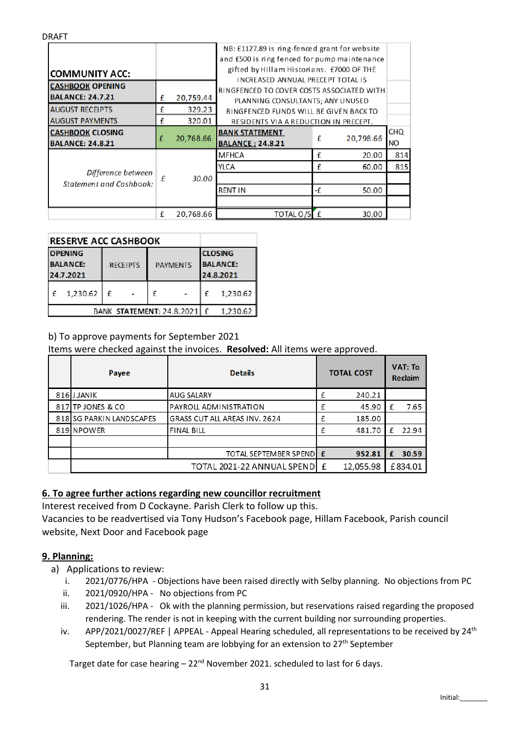DRAFT

| COMMUNITY ACC: | | NB: £1127.89 is ring-fenced grant for website and £500 is ring fenced for pump maintenance gifted by Hillam Historians. £7000 OF THE INCREASED ANNUAL PRECEPT TOTAL IS RINGFENCED TO COVER COSTS ASSOCIATED WITH PLANNING CONSULTANTS; ANY UNUSED RINGFENCED FUNDS WILL BE GIVEN BACK TO RESIDENTS VIA A REDUCTION IN PRECEPT. | | |
|---|---|---|---|---|
| CASHBOOK OPENING BALANCE: 24.7.21 | £ 20,759.44 | | | |
| AUGUST RECEIPTS | £ 329.23 | | | |
| AUGUST PAYMENTS | £ 320.01 | | | |
| CASHBOOK CLOSING BALANCE: 24.8.21 | £ 20,768.66 | BANK STATEMENT BALANCE : 24.8.21 | £ 20,798.66 | CHQ NO |
| *Difference between Statement and Cashbook:* | *£ 30.00* | MFHCA | £ 20.00 | 814 |
| | | YLCA | £ 60.00 | 815 |
| | | | | |
| | | RENT IN | -£ 50.00 | |
| | | | | |
| | £ 20,768.66 | TOTAL O/S | £ 30.00 | |

| RESERVE ACC CASHBOOK | | | |
|---|---|---|---|
| OPENING BALANCE: 24.7.2021 | RECEIPTS | PAYMENTS | CLOSING BALANCE: 24.8.2021 |
| £ 1,230.62 | £ - | £ - | £ 1,230.62 |
| | | BANK STATEMENT: 24.8.2021 | £ 1,230.62 |

b) To approve payments for September 2021

Items were checked against the invoices. **Resolved:** All items were approved.

| | Payee | Details | TOTAL COST | VAT: To Reclaim |
|---|---|---|---|---|
| 816 | J JANIK | AUG SALARY | £ 240.21 | |
| 817 | TP JONES & CO | PAYROLL ADMINISTRATION | £ 45.90 | £ 7.65 |
| 818 | SG PARKIN LANDSCAPES | GRASS CUT ALL AREAS INV. 2624 | £ 185.00 | |
| 819 | NPOWER | FINAL BILL | £ 481.70 | £ 22.94 |
| | | | | |
| | | TOTAL SEPTEMBER SPEND | **£ 952.81** | **£ 30.59** |
| | | TOTAL 2021-22 ANNUAL SPEND | £ 12,055.98 | £834.01 |

## 6. To agree further actions regarding new councillor recruitment

Interest received from D Cockayne. Parish Clerk to follow up this.

Vacancies to be readvertised via Tony Hudson's Facebook page, Hillam Facebook, Parish council website, Next Door and Facebook page

## 9. Planning:

a) Applications to review:

i. 2021/0776/HPA - Objections have been raised directly with Selby planning. No objections from PC

ii. 2021/0920/HPA - No objections from PC

iii. 2021/1026/HPA - Ok with the planning permission, but reservations raised regarding the proposed rendering. The render is not in keeping with the current building nor surrounding properties.

iv. APP/2021/0027/REF | APPEAL - Appeal Hearing scheduled, all representations to be received by 24th September, but Planning team are lobbying for an extension to 27th September

Target date for case hearing – 22nd November 2021. scheduled to last for 6 days.

Initial:_______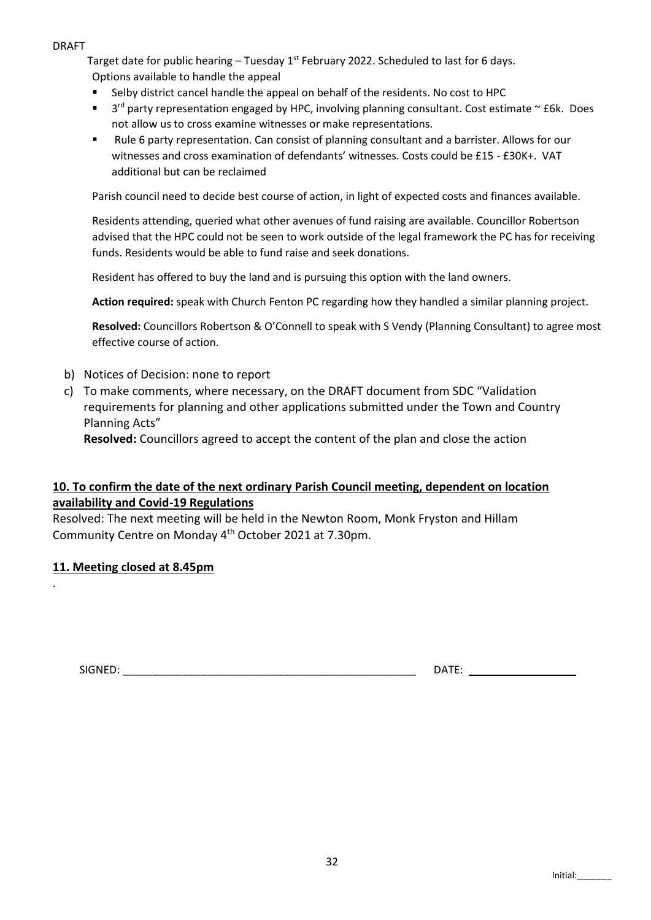DRAFT

Target date for public hearing – Tuesday 1st February 2022. Scheduled to last for 6 days.

Options available to handle the appeal

- Selby district cancel handle the appeal on behalf of the residents. No cost to HPC
- 3rd party representation engaged by HPC, involving planning consultant. Cost estimate ~ £6k. Does not allow us to cross examine witnesses or make representations.
- Rule 6 party representation. Can consist of planning consultant and a barrister. Allows for our witnesses and cross examination of defendants' witnesses. Costs could be £15 - £30K+. VAT additional but can be reclaimed

Parish council need to decide best course of action, in light of expected costs and finances available.

Residents attending, queried what other avenues of fund raising are available. Councillor Robertson advised that the HPC could not be seen to work outside of the legal framework the PC has for receiving funds. Residents would be able to fund raise and seek donations.

Resident has offered to buy the land and is pursuing this option with the land owners.

**Action required:** speak with Church Fenton PC regarding how they handled a similar planning project.

**Resolved:** Councillors Robertson & O'Connell to speak with S Vendy (Planning Consultant) to agree most effective course of action.

b) Notices of Decision: none to report

c) To make comments, where necessary, on the DRAFT document from SDC "Validation requirements for planning and other applications submitted under the Town and Country Planning Acts"

**Resolved:** Councillors agreed to accept the content of the plan and close the action

## 10. To confirm the date of the next ordinary Parish Council meeting, dependent on location availability and Covid-19 Regulations

Resolved: The next meeting will be held in the Newton Room, Monk Fryston and Hillam Community Centre on Monday 4th October 2021 at 7.30pm.

## 11. Meeting closed at 8.45pm

.

SIGNED: \_\_\_\_\_\_\_\_\_\_\_\_\_\_\_\_\_\_\_\_\_\_\_\_\_\_\_\_\_\_\_\_\_\_\_\_\_\_\_\_ DATE: \_\_\_\_\_\_\_\_\_\_\_\_\_\_\_\_

Initial:\_\_\_\_\_\_\_